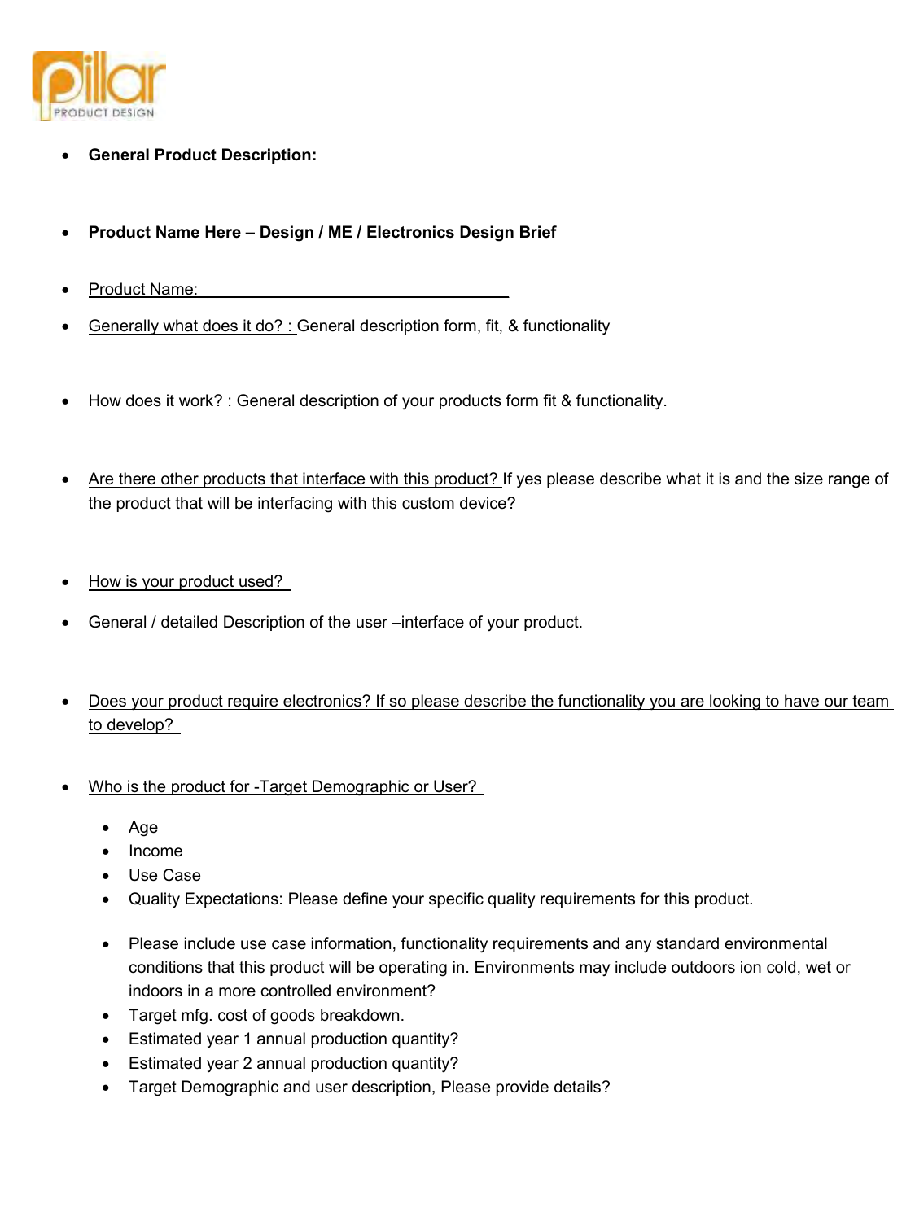- **General Product Description:**

- **Product Name Here – Design / ME / Electronics Design Brief**

- Product Name: ______________________________________

- Generally what does it do? : General description form, fit, & functionality

- How does it work? : General description of your products form fit & functionality.

- Are there other products that interface with this product? If yes please describe what it is and the size range of the product that will be interfacing with this custom device?

- How is your product used?

- General / detailed Description of the user –interface of your product.

- Does your product require electronics? If so please describe the functionality you are looking to have our team to develop?

- Who is the product for -Target Demographic or User?
  - Age
  - Income
  - Use Case
  - Quality Expectations: Please define your specific quality requirements for this product.

  - Please include use case information, functionality requirements and any standard environmental conditions that this product will be operating in. Environments may include outdoors ion cold, wet or indoors in a more controlled environment?
  - Target mfg. cost of goods breakdown.
  - Estimated year 1 annual production quantity?
  - Estimated year 2 annual production quantity?
  - Target Demographic and user description, Please provide details?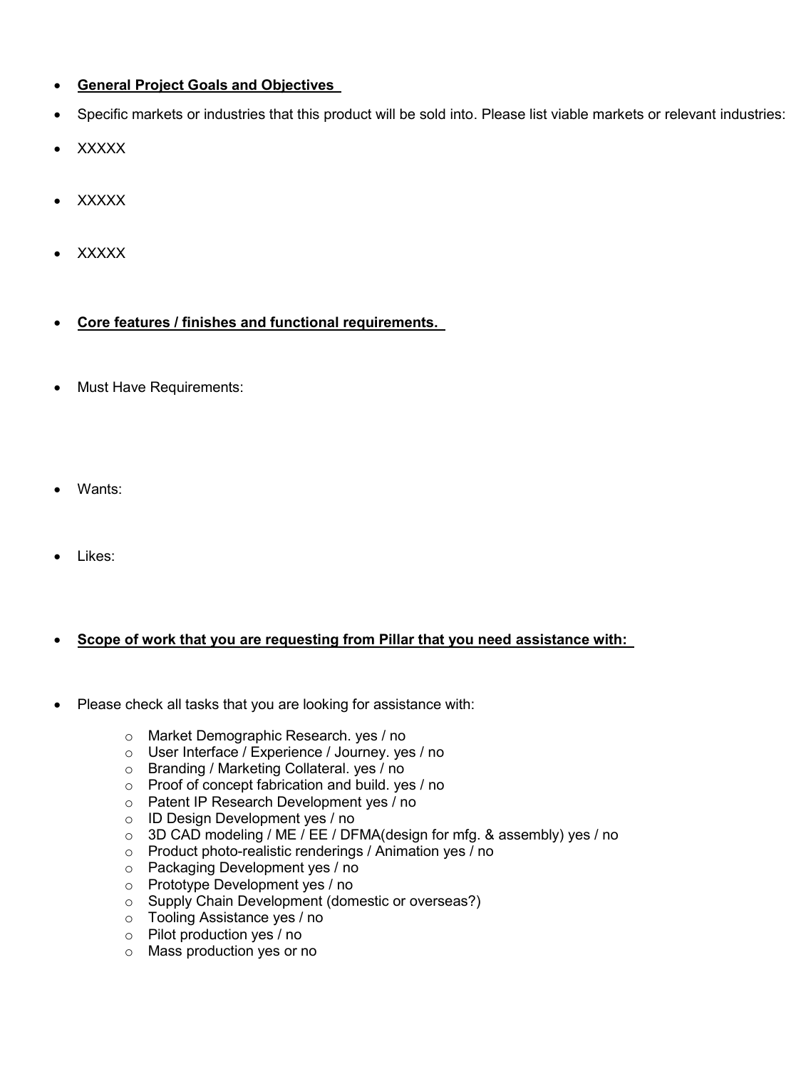- **General Project Goals and Objectives**
- Specific markets or industries that this product will be sold into. Please list viable markets or relevant industries:
- XXXXX
- XXXXX
- XXXXX
- **Core features / finishes and functional requirements.**
- Must Have Requirements:
- Wants:
- Likes:
- **Scope of work that you are requesting from Pillar that you need assistance with:**
- Please check all tasks that you are looking for assistance with:
  - Market Demographic Research. yes / no
  - User Interface / Experience / Journey. yes / no
  - Branding / Marketing Collateral. yes / no
  - Proof of concept fabrication and build. yes / no
  - Patent IP Research Development yes / no
  - ID Design Development yes / no
  - 3D CAD modeling / ME / EE / DFMA(design for mfg. & assembly) yes / no
  - Product photo-realistic renderings / Animation yes / no
  - Packaging Development yes / no
  - Prototype Development yes / no
  - Supply Chain Development (domestic or overseas?)
  - Tooling Assistance yes / no
  - Pilot production yes / no
  - Mass production yes or no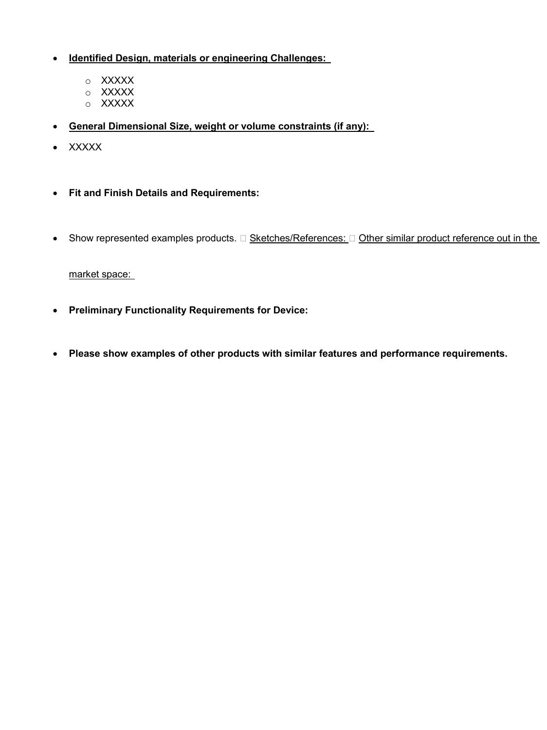- **Identified Design, materials or engineering Challenges:**
    - XXXXX
    - XXXXX
    - XXXXX
- **General Dimensional Size, weight or volume constraints (if any):**
- XXXXX

- **Fit and Finish Details and Requirements:**

- Show represented examples products.  Sketches/References:  Other similar product reference out in the market space:

- **Preliminary Functionality Requirements for Device:**

- **Please show examples of other products with similar features and performance requirements.**